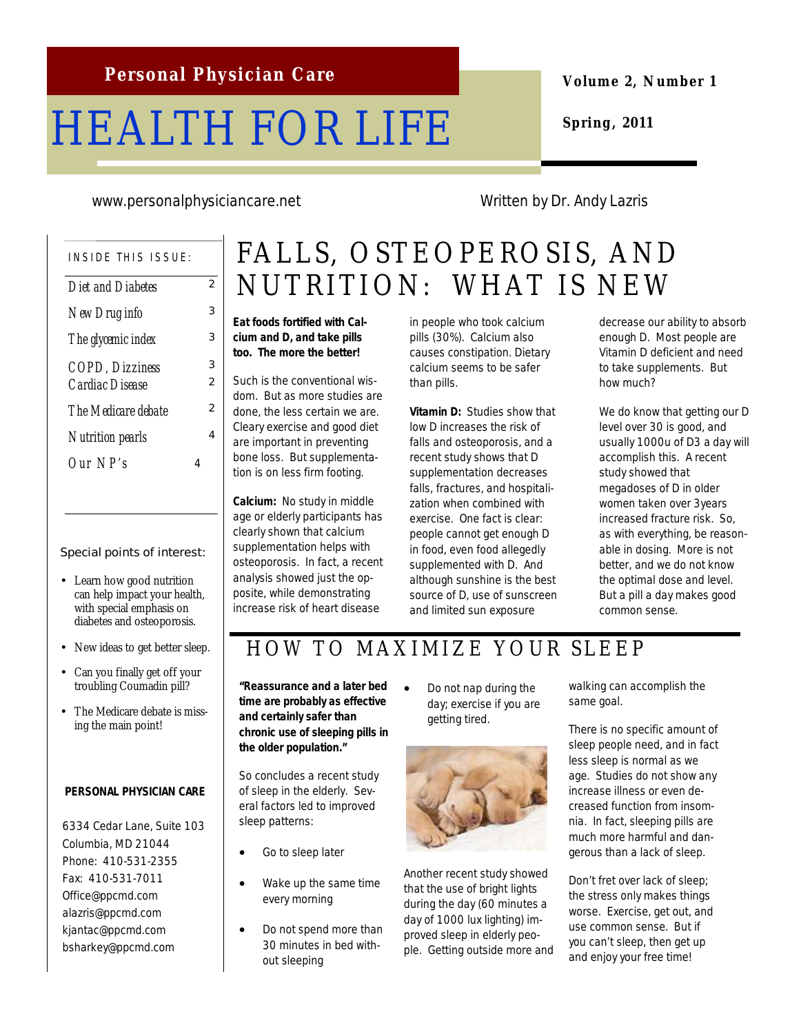Personal Physician Care

# HEALTH FOR LIFE

Volume 2, Number 1

Spring, 2011

www.personalphysiciancare.net

Written by Dr. Andy Lazris

INSIDE THIS ISSUE:

| | |
|---|---|
| Diet and Diabetes | 2 |
| New Drug info | 3 |
| The glycemic index | 3 |
| COPD, Dizziness | 3 |
| Cardiac Disease | 2 |
| The Medicare debate | 2 |
| Nutrition pearls | 4 |
| Our NP's | 4 |

Special points of interest:

- Learn how good nutrition can help impact your health, with special emphasis on diabetes and osteoporosis.
- New ideas to get better sleep.
- Can you finally get off your troubling Coumadin pill?
- The Medicare debate is missing the main point!

**PERSONAL PHYSICIAN CARE**

6334 Cedar Lane, Suite 103
Columbia, MD 21044
Phone: 410-531-2355
Fax: 410-531-7011
Office@ppcmd.com
alazris@ppcmd.com
kjantac@ppcmd.com
bsharkey@ppcmd.com

## FALLS, OSTEOPEROSIS, AND NUTRITION: WHAT IS NEW

**Eat foods fortified with Calcium and D, and take pills too. The more the better!**

Such is the conventional wisdom. But as more studies are done, the less certain we are. Cleary exercise and good diet are important in preventing bone loss. But supplementation is on less firm footing.

**Calcium:** No study in middle age or elderly participants has clearly shown that calcium supplementation helps with osteoporosis. In fact, a recent analysis showed just the opposite, while demonstrating increase risk of heart disease in people who took calcium pills (30%). Calcium also causes constipation. Dietary calcium seems to be safer than pills.

**Vitamin D:** Studies show that low D increases the risk of falls and osteoporosis, and a recent study shows that D supplementation decreases falls, fractures, and hospitalization when combined with exercise. One fact is clear: people cannot get enough D in food, even food allegedly supplemented with D. And although sunshine is the best source of D, use of sunscreen and limited sun exposure decrease our ability to absorb enough D. Most people are Vitamin D deficient and need to take supplements. But how much?

We do know that getting our D level over 30 is good, and usually 1000u of D3 a day will accomplish this. A recent study showed that megadoses of D in older women taken over 3years increased fracture risk. So, as with everything, be reasonable in dosing. More is not better, and we do not know the optimal dose and level. But a pill a day makes good common sense.

## HOW TO MAXIMIZE YOUR SLEEP

**"Reassurance and a later bed time are probably as effective and certainly safer than chronic use of sleeping pills in the older population."**

So concludes a recent study of sleep in the elderly. Several factors led to improved sleep patterns:

- Go to sleep later
- Wake up the same time every morning
- Do not spend more than 30 minutes in bed without sleeping
- Do not nap during the day; exercise if you are getting tired.

Another recent study showed that the use of bright lights during the day (60 minutes a day of 1000 lux lighting) improved sleep in elderly people. Getting outside more and walking can accomplish the same goal.

There is no specific amount of sleep people need, and in fact less sleep is normal as we age. Studies do not show any increase illness or even decreased function from insomnia. In fact, sleeping pills are much more harmful and dangerous than a lack of sleep.

Don't fret over lack of sleep; the stress only makes things worse. Exercise, get out, and use common sense. But if you can't sleep, then get up and enjoy your free time!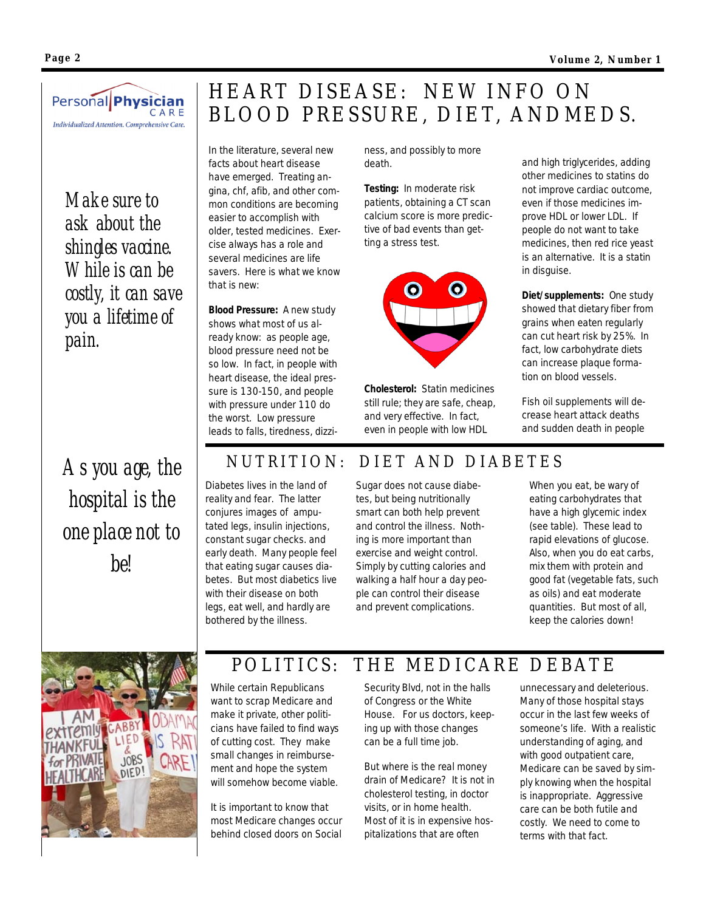Personal Physician CARE

*Individualized Attention. Comprehensive Care.*

*Make sure to ask about the shingles vaccine. While is can be costly, it can save you a lifetime of pain.*

*As you age, the hospital is the one place not to be!*

## HEART DISEASE: NEW INFO ON BLOOD PRESSURE, DIET, AND MEDS.

In the literature, several new facts about heart disease have emerged. Treating angina, chf, afib, and other common conditions are becoming easier to accomplish with older, tested medicines. Exercise always has a role and several medicines are life savers. Here is what we know that is new:

**Blood Pressure:** A new study shows what most of us already know: as people age, blood pressure need not be so low. In fact, in people with heart disease, the ideal pressure is 130-150, and people with pressure under 110 do the worst. Low pressure leads to falls, tiredness, dizziness, and possibly to more death.

**Testing:** In moderate risk patients, obtaining a CT scan calcium score is more predictive of bad events than getting a stress test.

**Cholesterol:** Statin medicines still rule; they are safe, cheap, and very effective. In fact, even in people with low HDL and high triglycerides, adding other medicines to statins do not improve cardiac outcome, even if those medicines improve HDL or lower LDL. If people do not want to take medicines, then red rice yeast is an alternative. It is a statin in disguise.

**Diet/supplements:** One study showed that dietary fiber from grains when eaten regularly can cut heart risk by 25%. In fact, low carbohydrate diets can increase plaque formation on blood vessels.

Fish oil supplements will decrease heart attack deaths and sudden death in people

## NUTRITION: DIET AND DIABETES

Diabetes lives in the land of reality and fear. The latter conjures images of amputated legs, insulin injections, constant sugar checks. and early death. Many people feel that eating sugar causes diabetes. But most diabetics live with their disease on both legs, eat well, and hardly are bothered by the illness.

Sugar does not cause diabetes, but being nutritionally smart can both help prevent and control the illness. Nothing is more important than exercise and weight control. Simply by cutting calories and walking a half hour a day people can control their disease and prevent complications.

When you eat, be wary of eating carbohydrates that have a high glycemic index (see table). These lead to rapid elevations of glucose. Also, when you do eat carbs, mix them with protein and good fat (vegetable fats, such as oils) and eat moderate quantities. But most of all, keep the calories down!

## POLITICS: THE MEDICARE DEBATE

While certain Republicans want to scrap Medicare and make it private, other politicians have failed to find ways of cutting cost. They make small changes in reimbursement and hope the system will somehow become viable.

It is important to know that most Medicare changes occur behind closed doors on Social Security Blvd, not in the halls of Congress or the White House. For us doctors, keeping up with those changes can be a full time job.

But where is the real money drain of Medicare? It is not in cholesterol testing, in doctor visits, or in home health. Most of it is in expensive hospitalizations that are often unnecessary and deleterious. Many of those hospital stays occur in the last few weeks of someone's life. With a realistic understanding of aging, and with good outpatient care, Medicare can be saved by simply knowing when the hospital is inappropriate. Aggressive care can be both futile and costly. We need to come to terms with that fact.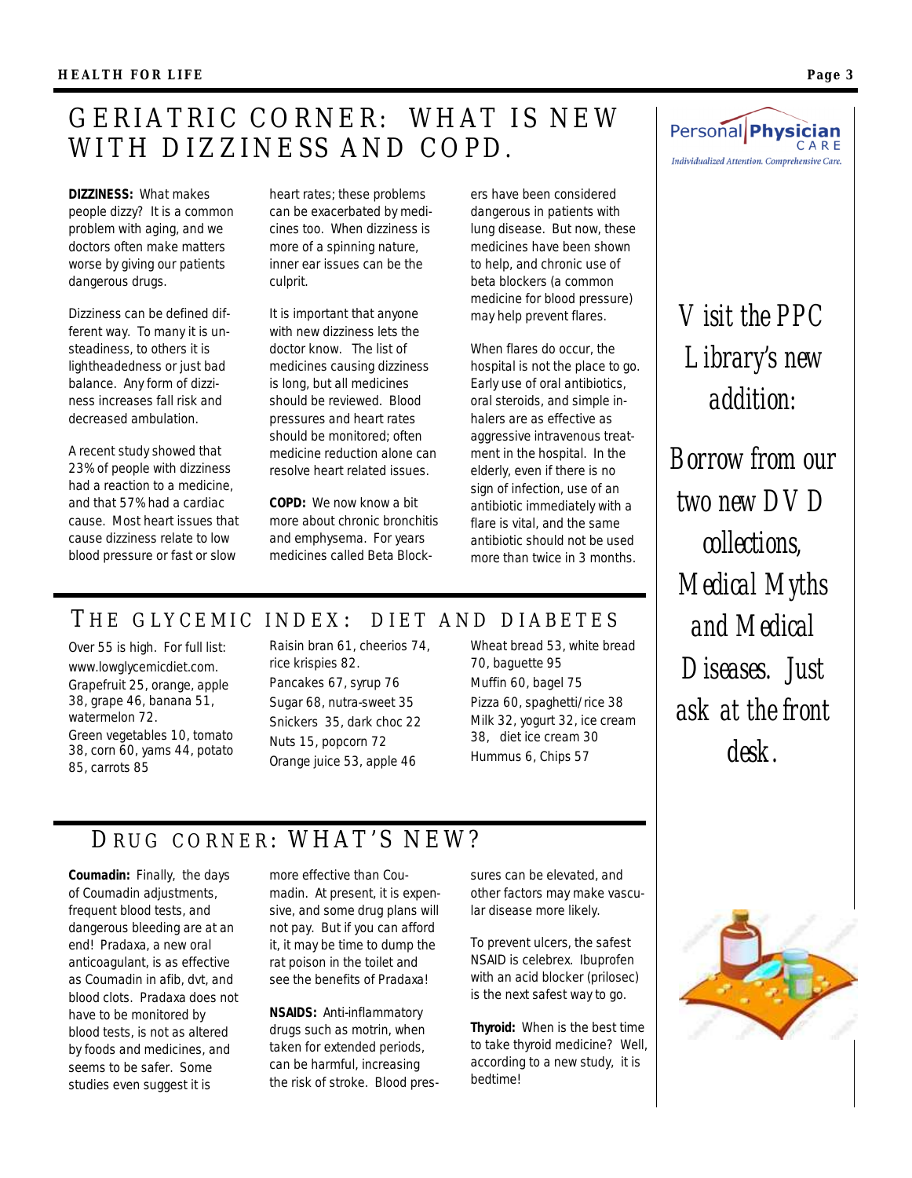# GERIATRIC CORNER: WHAT IS NEW WITH DIZZINESS AND COPD.

**DIZZINESS:** What makes people dizzy? It is a common problem with aging, and we doctors often make matters worse by giving our patients dangerous drugs.

Dizziness can be defined different way. To many it is unsteadiness, to others it is lightheadedness or just bad balance. Any form of dizziness increases fall risk and decreased ambulation.

A recent study showed that 23% of people with dizziness had a reaction to a medicine, and that 57% had a cardiac cause. Most heart issues that cause dizziness relate to low blood pressure or fast or slow heart rates; these problems can be exacerbated by medicines too. When dizziness is more of a spinning nature, inner ear issues can be the culprit.

It is important that anyone with new dizziness lets the doctor know. The list of medicines causing dizziness is long, but all medicines should be reviewed. Blood pressures and heart rates should be monitored; often medicine reduction alone can resolve heart related issues.

**COPD:** We now know a bit more about chronic bronchitis and emphysema. For years medicines called Beta Blockers have been considered dangerous in patients with lung disease. But now, these medicines have been shown to help, and chronic use of beta blockers (a common medicine for blood pressure) may help prevent flares.

When flares do occur, the hospital is not the place to go. Early use of oral antibiotics, oral steroids, and simple inhalers are as effective as aggressive intravenous treatment in the hospital. In the elderly, even if there is no sign of infection, use of an antibiotic immediately with a flare is vital, and the same antibiotic should not be used more than twice in 3 months.

# THE GLYCEMIC INDEX: DIET AND DIABETES

Over 55 is high. For full list: www.lowglycemicdiet.com.

Grapefruit 25, orange, apple 38, grape 46, banana 51, watermelon 72.

Green vegetables 10, tomato 38, corn 60, yams 44, potato 85, carrots 85

Raisin bran 61, cheerios 74, rice krispies 82.

Pancakes 67, syrup 76

Sugar 68, nutra-sweet 35

Snickers 35, dark choc 22

Nuts 15, popcorn 72

Orange juice 53, apple 46

Wheat bread 53, white bread 70, baguette 95

Muffin 60, bagel 75

Pizza 60, spaghetti/rice 38

Milk 32, yogurt 32, ice cream 38, diet ice cream 30

Hummus 6, Chips 57

# DRUG CORNER: WHAT'S NEW?

**Coumadin:** Finally, the days of Coumadin adjustments, frequent blood tests, and dangerous bleeding are at an end! Pradaxa, a new oral anticoagulant, is as effective as Coumadin in afib, dvt, and blood clots. Pradaxa does not have to be monitored by blood tests, is not as altered by foods and medicines, and seems to be safer. Some studies even suggest it is more effective than Coumadin. At present, it is expensive, and some drug plans will not pay. But if you can afford it, it may be time to dump the rat poison in the toilet and see the benefits of Pradaxa!

**NSAIDS:** Anti-inflammatory drugs such as motrin, when taken for extended periods, can be harmful, increasing the risk of stroke. Blood pressures can be elevated, and other factors may make vascular disease more likely.

To prevent ulcers, the safest NSAID is celebrex. Ibuprofen with an acid blocker (prilosec) is the next safest way to go.

**Thyroid:** When is the best time to take thyroid medicine? Well, according to a new study, it is bedtime!

Personal Physician CARE
*Individualized Attention. Comprehensive Care.*

*Visit the PPC Library's new addition:*

*Borrow from our two new DVD collections, Medical Myths and Medical Diseases. Just ask at the front desk.*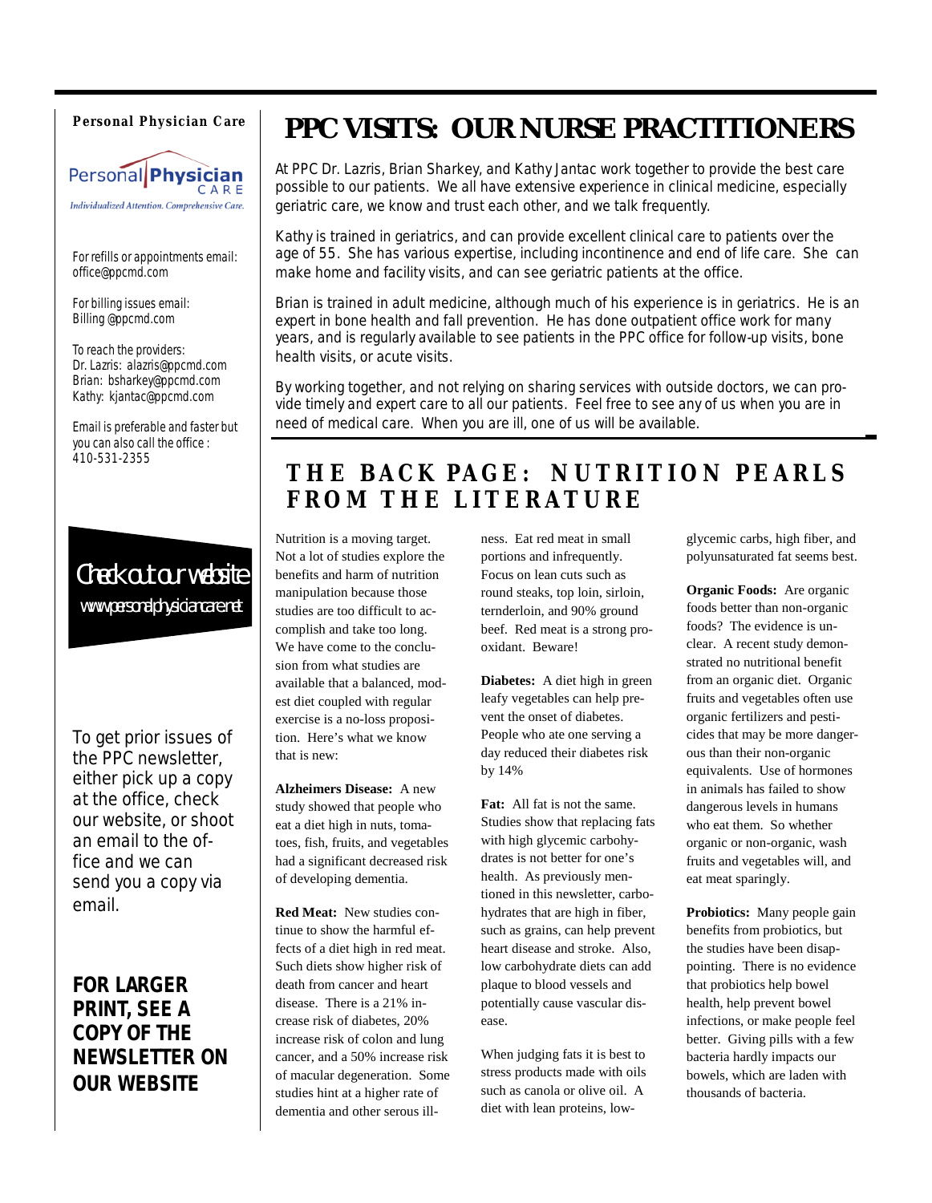**Personal Physician Care**

Personal Physician CARE
*Individualized Attention. Comprehensive Care.*

For refills or appointments email: office@ppcmd.com

For billing issues email: Billing @ppcmd.com

To reach the providers:
Dr. Lazris: alazris@ppcmd.com
Brian: bsharkey@ppcmd.com
Kathy: kjantac@ppcmd.com

Email is preferable and faster but you can also call the office : 410-531-2355

Check out our website
www.personalphysiciancare.net

To get prior issues of the PPC newsletter, either pick up a copy at the office, check our website, or shoot an email to the office and we can send you a copy via email.

**FOR LARGER PRINT, SEE A COPY OF THE NEWSLETTER ON OUR WEBSITE**

# PPC VISITS: OUR NURSE PRACTITIONERS

At PPC Dr. Lazris, Brian Sharkey, and Kathy Jantac work together to provide the best care possible to our patients. We all have extensive experience in clinical medicine, especially geriatric care, we know and trust each other, and we talk frequently.

Kathy is trained in geriatrics, and can provide excellent clinical care to patients over the age of 55. She has various expertise, including incontinence and end of life care. She can make home and facility visits, and can see geriatric patients at the office.

Brian is trained in adult medicine, although much of his experience is in geriatrics. He is an expert in bone health and fall prevention. He has done outpatient office work for many years, and is regularly available to see patients in the PPC office for follow-up visits, bone health visits, or acute visits.

By working together, and not relying on sharing services with outside doctors, we can provide timely and expert care to all our patients. Feel free to see any of us when you are in need of medical care. When you are ill, one of us will be available.

# THE BACK PAGE: NUTRITION PEARLS FROM THE LITERATURE

Nutrition is a moving target. Not a lot of studies explore the benefits and harm of nutrition manipulation because those studies are too difficult to accomplish and take too long. We have come to the conclusion from what studies are available that a balanced, modest diet coupled with regular exercise is a no-loss proposition. Here's what we know that is new:

**Alzheimers Disease:** A new study showed that people who eat a diet high in nuts, tomatoes, fish, fruits, and vegetables had a significant decreased risk of developing dementia.

**Red Meat:** New studies continue to show the harmful effects of a diet high in red meat. Such diets show higher risk of death from cancer and heart disease. There is a 21% increase risk of diabetes, 20% increase risk of colon and lung cancer, and a 50% increase risk of macular degeneration. Some studies hint at a higher rate of dementia and other serous illness. Eat red meat in small portions and infrequently. Focus on lean cuts such as round steaks, top loin, sirloin, ternderloin, and 90% ground beef. Red meat is a strong pro-oxidant. Beware!

**Diabetes:** A diet high in green leafy vegetables can help prevent the onset of diabetes. People who ate one serving a day reduced their diabetes risk by 14%

**Fat:** All fat is not the same. Studies show that replacing fats with high glycemic carbohydrates is not better for one's health. As previously mentioned in this newsletter, carbohydrates that are high in fiber, such as grains, can help prevent heart disease and stroke. Also, low carbohydrate diets can add plaque to blood vessels and potentially cause vascular disease.

When judging fats it is best to stress products made with oils such as canola or olive oil. A diet with lean proteins, low-glycemic carbs, high fiber, and polyunsaturated fat seems best.

**Organic Foods:** Are organic foods better than non-organic foods? The evidence is unclear. A recent study demonstrated no nutritional benefit from an organic diet. Organic fruits and vegetables often use organic fertilizers and pesticides that may be more dangerous than their non-organic equivalents. Use of hormones in animals has failed to show dangerous levels in humans who eat them. So whether organic or non-organic, wash fruits and vegetables will, and eat meat sparingly.

**Probiotics:** Many people gain benefits from probiotics, but the studies have been disappointing. There is no evidence that probiotics help bowel health, help prevent bowel infections, or make people feel better. Giving pills with a few bacteria hardly impacts our bowels, which are laden with thousands of bacteria.